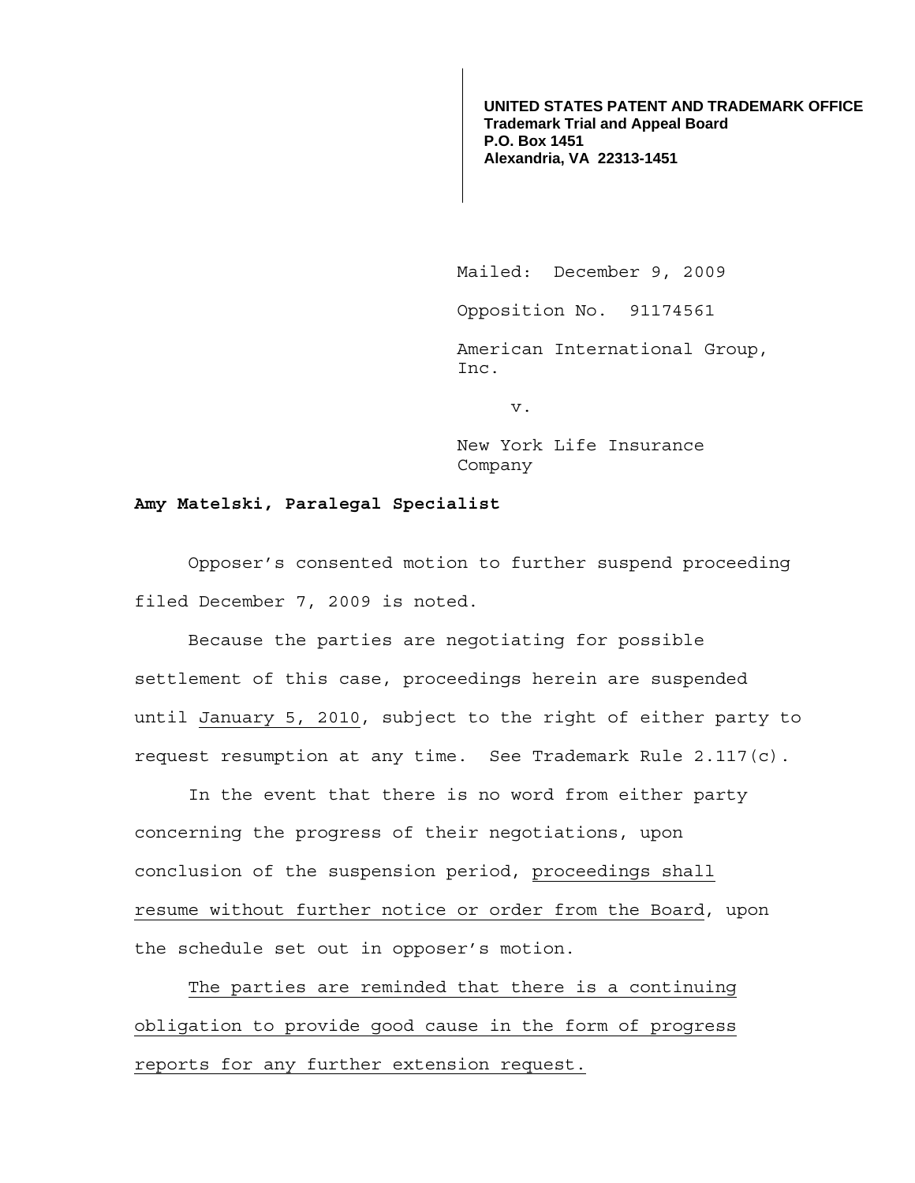**UNITED STATES PATENT AND TRADEMARK OFFICE**
**Trademark Trial and Appeal Board**
**P.O. Box 1451**
**Alexandria, VA 22313-1451**

Mailed: December 9, 2009

Opposition No. 91174561

American International Group, Inc.

v.

New York Life Insurance Company

**Amy Matelski, Paralegal Specialist**

Opposer's consented motion to further suspend proceeding filed December 7, 2009 is noted.

Because the parties are negotiating for possible settlement of this case, proceedings herein are suspended until January 5, 2010, subject to the right of either party to request resumption at any time. See Trademark Rule 2.117(c).

In the event that there is no word from either party concerning the progress of their negotiations, upon conclusion of the suspension period, proceedings shall resume without further notice or order from the Board, upon the schedule set out in opposer's motion.

The parties are reminded that there is a continuing obligation to provide good cause in the form of progress reports for any further extension request.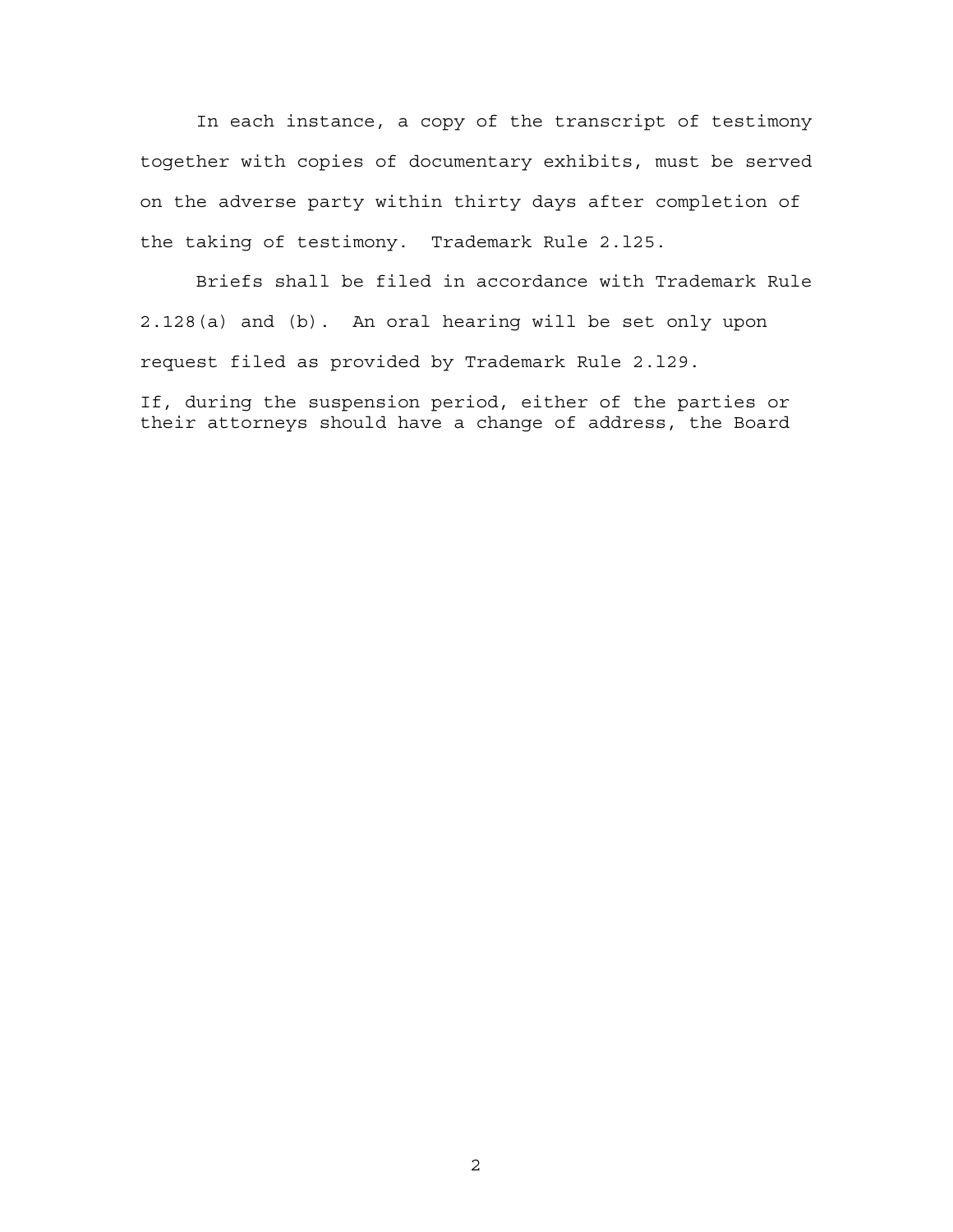In each instance, a copy of the transcript of testimony together with copies of documentary exhibits, must be served on the adverse party within thirty days after completion of the taking of testimony. Trademark Rule 2.l25.

Briefs shall be filed in accordance with Trademark Rule 2.128(a) and (b). An oral hearing will be set only upon request filed as provided by Trademark Rule 2.l29.

If, during the suspension period, either of the parties or their attorneys should have a change of address, the Board